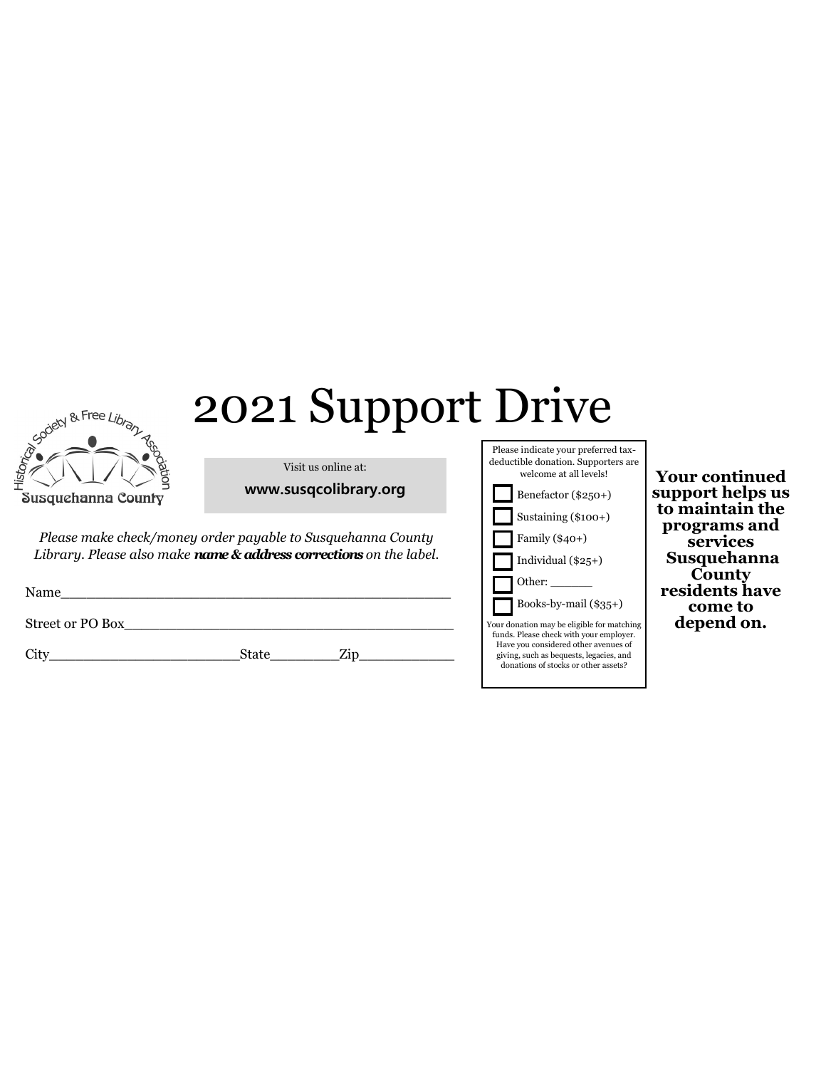# 2021 Support Drive

Historical Society & Free Library Association
Susquehanna County

Visit us online at:

**www.susqcolibrary.org**

*Please make check/money order payable to Susquehanna County Library. Please also make* ***name & address corrections*** *on the label.*

Name_______________________________________________

Street or PO Box_________________________________________

City______________________State________Zip___________

Please indicate your preferred tax-deductible donation. Supporters are welcome at all levels!

- ☐ Benefactor ($250+)
- ☐ Sustaining ($100+)
- ☐ Family ($40+)
- ☐ Individual ($25+)
- ☐ Other: ______
- ☐ Books-by-mail ($35+)

Your donation may be eligible for matching funds. Please check with your employer. Have you considered other avenues of giving, such as bequests, legacies, and donations of stocks or other assets?

**Your continued support helps us to maintain the programs and services Susquehanna County residents have come to depend on.**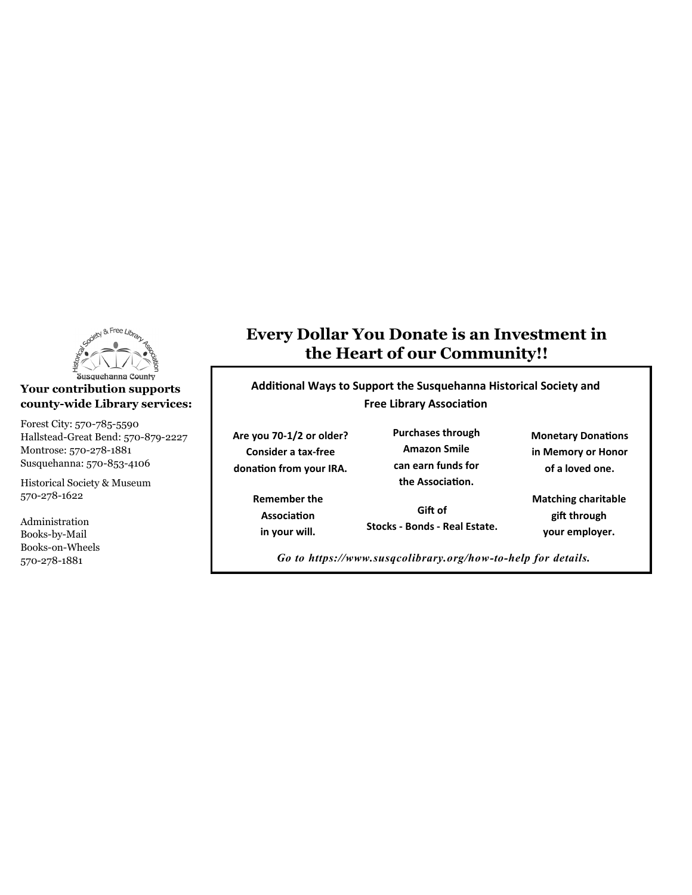Susquehanna County Historical Society & Free Library Association

**Your contribution supports county-wide Library services:**

Forest City: 570-785-5590
Hallstead-Great Bend: 570-879-2227
Montrose: 570-278-1881
Susquehanna: 570-853-4106

Historical Society & Museum
570-278-1622

Administration
Books-by-Mail
Books-on-Wheels
570-278-1881

## Every Dollar You Donate is an Investment in the Heart of our Community!!

**Additional Ways to Support the Susquehanna Historical Society and Free Library Association**

**Are you 70-1/2 or older? Consider a tax-free donation from your IRA.**

**Purchases through Amazon Smile can earn funds for the Association.**

**Monetary Donations in Memory or Honor of a loved one.**

**Remember the Association in your will.**

**Gift of Stocks - Bonds - Real Estate.**

**Matching charitable gift through your employer.**

***Go to https://www.susqcolibrary.org/how-to-help for details.***